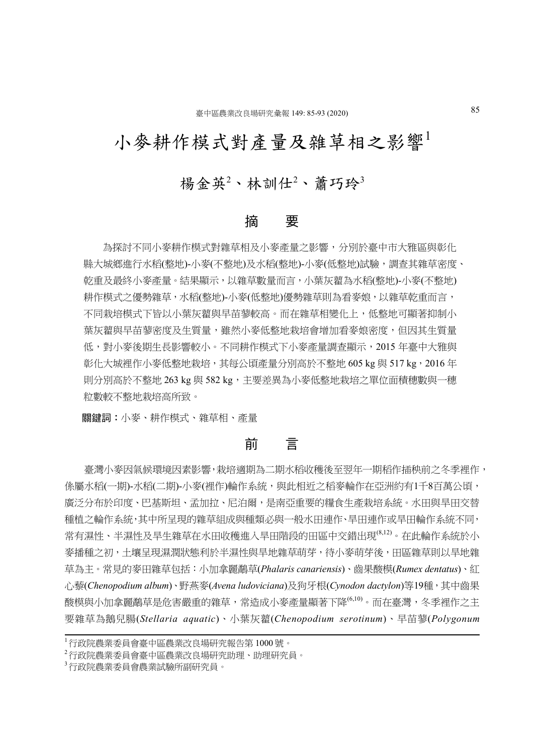# 小麥耕作模式對產量及雜草相之影響[1]

楊金英[2]、林訓仕[2]、蕭巧玲[3]

## 摘　要

為探討不同小麥耕作模式對雜草相及小麥產量之影響，分別於臺中市大雅區與彰化縣大城鄉進行水稻(整地)-小麥(不整地)及水稻(整地)-小麥(低整地)試驗，調查其雜草密度、乾重及最終小麥產量。結果顯示，以雜草數量而言，小葉灰藋為水稻(整地)-小麥(不整地)耕作模式之優勢雜草，水稻(整地)-小麥(低整地)優勢雜草則為看麥娘，以雜草乾重而言，不同栽培模式下皆以小葉灰藋與早苗蓼較高。而在雜草相變化上，低整地可顯著抑制小葉灰藋與早苗蓼密度及生質量，雖然小麥低整地栽培會增加看麥娘密度，但因其生質量低，對小麥後期生長影響較小。不同耕作模式下小麥產量調查顯示，2015 年臺中大雅與彰化大城裡作小麥低整地栽培，其每公頃產量分別高於不整地 605 kg 與 517 kg，2016 年則分別高於不整地 263 kg 與 582 kg，主要差異為小麥低整地栽培之單位面積穗數與一穗粒數較不整地栽培高所致。

**關鍵詞：**小麥、耕作模式、雜草相、產量

## 前　言

臺灣小麥因氣候環境因素影響，栽培適期為二期水稻收穫後至翌年一期稻作插秧前之冬季裡作，係屬水稻(一期)-水稻(二期)-小麥(裡作)輪作系統，與此相近之稻麥輪作在亞洲約有1千8百萬公頃，廣泛分布於印度、巴基斯坦、孟加拉、尼泊爾，是南亞重要的糧食生產栽培系統。水田與旱田交替種植之輪作系統，其中所呈現的雜草組成與種類必與一般水田連作、旱田連作或旱田輪作系統不同，常有濕性、半濕性及旱生雜草在水田收穫進入旱田階段的田區中交錯出現[8,12]。在此輪作系統於小麥播種之初，土壤呈現濕潤狀態利於半濕性與旱地雜草萌芽，待小麥萌芽後，田區雜草則以旱地雜草為主。常見的麥田雜草包括：小加拿麗鷸草(*Phalaris canariensis*)、齒果酸模(*Rumex dentatus*)、紅心藜(*Chenopodium album*)、野燕麥(*Avena ludoviciana*)及狗牙根(*Cynodon dactylon*)等19種，其中齒果酸模與小加拿麗鷸草是危害嚴重的雜草，常造成小麥產量顯著下降[6,10]。而在臺灣，冬季裡作之主要雜草為鵝兒腸(*Stellaria aquatic*)、小葉灰藋(*Chenopodium serotinum*)、早苗蓼(*Polygonum*

---

[1] 行政院農業委員會臺中區農業改良場研究報告第 1000 號。

[2] 行政院農業委員會臺中區農業改良場研究助理、助理研究員。

[3] 行政院農業委員會農業試驗所副研究員。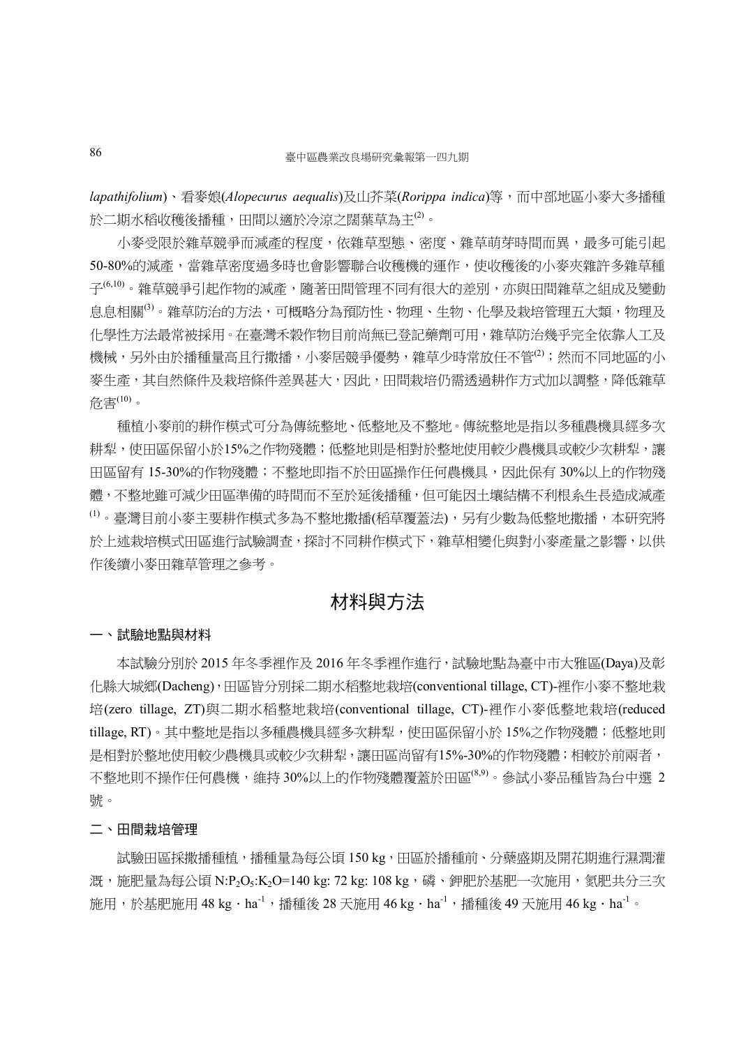*lapathifolium*)、看麥娘(*Alopecurus aequalis*)及山芥菜(*Rorippa indica*)等，而中部地區小麥大多播種於二期水稻收穫後播種，田間以適於冷涼之闊葉草為主[2]。

小麥受限於雜草競爭而減產的程度，依雜草型態、密度、雜草萌芽時間而異，最多可能引起50-80%的減產，當雜草密度過多時也會影響聯合收穫機的運作，使收穫後的小麥夾雜許多雜草種子[6,10]。雜草競爭引起作物的減產，隨著田間管理不同有很大的差別，亦與田間雜草之組成及變動息息相關[3]。雜草防治的方法，可概略分為預防性、物理、生物、化學及栽培管理五大類，物理及化學性方法最常被採用。在臺灣禾穀作物目前尚無已登記藥劑可用，雜草防治幾乎完全依靠人工及機械，另外由於播種量高且行撒播，小麥居競爭優勢，雜草少時常放任不管[2]；然而不同地區的小麥生產，其自然條件及栽培條件差異甚大，因此，田間栽培仍需透過耕作方式加以調整，降低雜草危害[10]。

種植小麥前的耕作模式可分為傳統整地、低整地及不整地。傳統整地是指以多種農機具經多次耕犁，使田區保留小於15%之作物殘體；低整地則是相對於整地使用較少農機具或較少次耕犁，讓田區留有 15-30%的作物殘體；不整地即指不於田區操作任何農機具，因此保有 30%以上的作物殘體，不整地雖可減少田區準備的時間而不至於延後播種，但可能因土壤結構不利根系生長造成減產[1]。臺灣目前小麥主要耕作模式多為不整地撒播(稻草覆蓋法)，另有少數為低整地撒播，本研究將於上述栽培模式田區進行試驗調查，探討不同耕作模式下，雜草相變化與對小麥產量之影響，以供作後續小麥田雜草管理之參考。

## 材料與方法

### 一、試驗地點與材料

本試驗分別於 2015 年冬季裡作及 2016 年冬季裡作進行，試驗地點為臺中市大雅區(Daya)及彰化縣大城鄉(Dacheng)，田區皆分別採二期水稻整地栽培(conventional tillage, CT)-裡作小麥不整地栽培(zero tillage, ZT)與二期水稻整地栽培(conventional tillage, CT)-裡作小麥低整地栽培(reduced tillage, RT)。其中整地是指以多種農機具經多次耕犁，使田區保留小於 15%之作物殘體；低整地則是相對於整地使用較少農機具或較少次耕犁，讓田區尚留有15%-30%的作物殘體；相較於前兩者，不整地則不操作任何農機，維持 30%以上的作物殘體覆蓋於田區[8,9]。參試小麥品種皆為台中選 2 號。

### 二、田間栽培管理

試驗田區採撒播種植，播種量為每公頃 150 kg，田區於播種前、分櫱盛期及開花期進行濕潤灌溉，施肥量為每公頃 $N:P_2O_5:K_2O$=140 kg: 72 kg: 108 kg，磷、鉀肥於基肥一次施用，氮肥共分三次施用，於基肥施用 48 $kg \cdot ha^{-1}$，播種後 28 天施用 46 $kg \cdot ha^{-1}$，播種後 49 天施用 46 $kg \cdot ha^{-1}$。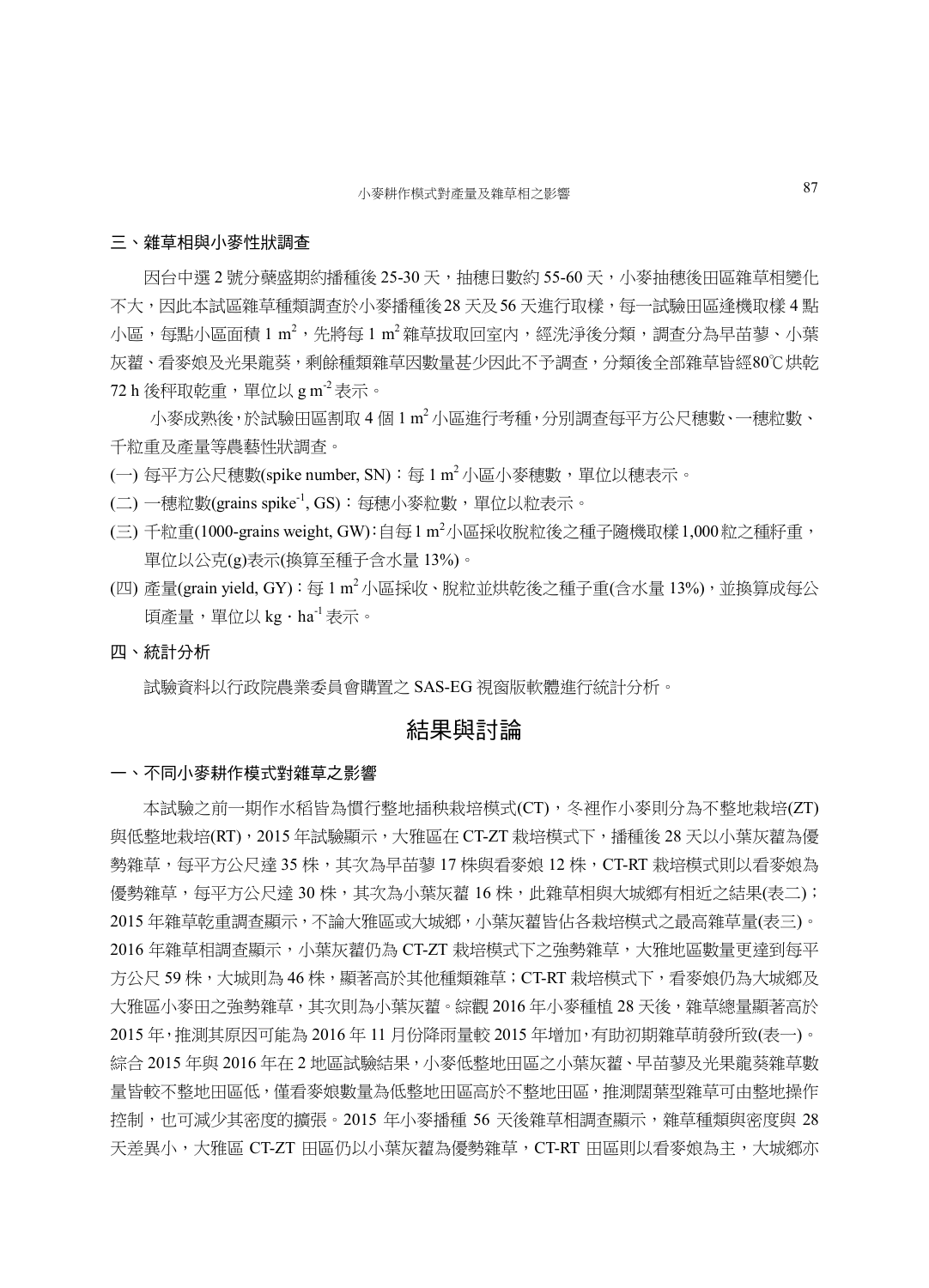### 三、雜草相與小麥性狀調查

因台中選 2 號分櫱盛期約播種後 25-30 天，抽穗日數約 55-60 天，小麥抽穗後田區雜草相變化不大，因此本試區雜草種類調查於小麥播種後28 天及56 天進行取樣，每一試驗田區逢機取樣 4 點小區，每點小區面積 1 $m^2$，先將每 1 $m^2$ 雜草拔取回室內，經洗淨後分類，調查分為早苗蓼、小葉灰翟、看麥娘及光果龍葵，剩餘種類雜草因數量甚少因此不予調查，分類後全部雜草皆經80℃烘乾 72 h 後秤取乾重，單位以 g $m^{-2}$ 表示。

小麥成熟後，於試驗田區割取 4 個 1 $m^2$ 小區進行考種，分別調查每平方公尺穗數、一穗粒數、千粒重及產量等農藝性狀調查。

(一) 每平方公尺穗數(spike number, SN)：每 1 $m^2$ 小區小麥穗數，單位以穗表示。

(二) 一穗粒數(grains spike$^{-1}$, GS)：每穗小麥粒數，單位以粒表示。

(三) 千粒重(1000-grains weight, GW)：自每1 $m^2$小區採收脫粒後之種子隨機取樣1,000 粒之種籽重，單位以公克(g)表示(換算至種子含水量 13%)。

(四) 產量(grain yield, GY)：每 1 $m^2$ 小區採收、脫粒並烘乾後之種子重(含水量 13%)，並換算成每公頃產量，單位以 kg・ha$^{-1}$ 表示。

### 四、統計分析

試驗資料以行政院農業委員會購置之 SAS-EG 視窗版軟體進行統計分析。

## 結果與討論

### 一、不同小麥耕作模式對雜草之影響

本試驗之前一期作水稻皆為慣行整地插秧栽培模式(CT)，冬裡作小麥則分為不整地栽培(ZT)與低整地栽培(RT)，2015 年試驗顯示，大雅區在 CT-ZT 栽培模式下，播種後 28 天以小葉灰翟為優勢雜草，每平方公尺達 35 株，其次為早苗蓼 17 株與看麥娘 12 株，CT-RT 栽培模式則以看麥娘為優勢雜草，每平方公尺達 30 株，其次為小葉灰翟 16 株，此雜草相與大城鄉有相近之結果(表二)；2015 年雜草乾重調查顯示，不論大雅區或大城鄉，小葉灰翟皆佔各栽培模式之最高雜草量(表三)。2016 年雜草相調查顯示，小葉灰翟仍為 CT-ZT 栽培模式下之強勢雜草，大雅地區數量更達到每平方公尺 59 株，大城則為 46 株，顯著高於其他種類雜草；CT-RT 栽培模式下，看麥娘仍為大城鄉及大雅區小麥田之強勢雜草，其次則為小葉灰翟。綜觀 2016 年小麥種植 28 天後，雜草總量顯著高於 2015 年，推測其原因可能為 2016 年 11 月份降雨量較 2015 年增加，有助初期雜草萌發所致(表一)。綜合 2015 年與 2016 年在 2 地區試驗結果，小麥低整地田區之小葉灰翟、早苗蓼及光果龍葵雜草數量皆較不整地田區低，僅看麥娘數量為低整地田區高於不整地田區，推測闊葉型雜草可由整地操作控制，也可減少其密度的擴張。2015 年小麥播種 56 天後雜草相調查顯示，雜草種類與密度與 28 天差異小，大雅區 CT-ZT 田區仍以小葉灰翟為優勢雜草，CT-RT 田區則以看麥娘為主，大城鄉亦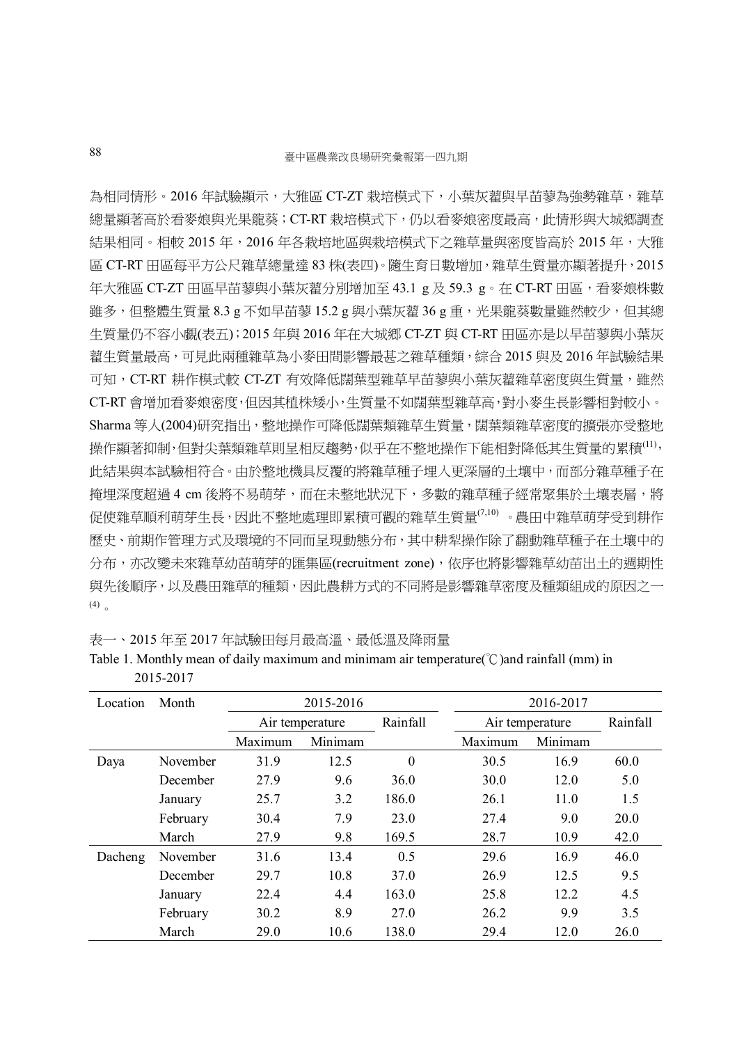為相同情形。2016 年試驗顯示，大雅區 CT-ZT 栽培模式下，小葉灰藋與早苗蓼為強勢雜草，雜草總量顯著高於看麥娘與光果龍葵；CT-RT 栽培模式下，仍以看麥娘密度最高，此情形與大城鄉調查結果相同。相較 2015 年，2016 年各栽培地區與栽培模式下之雜草量與密度皆高於 2015 年，大雅區 CT-RT 田區每平方公尺雜草總量達 83 株(表四)。隨生育日數增加，雜草生質量亦顯著提升，2015 年大雅區 CT-ZT 田區早苗蓼與小葉灰藋分別增加至 43.1 g 及 59.3 g。在 CT-RT 田區，看麥娘株數雖多，但整體生質量 8.3 g 不如早苗蓼 15.2 g 與小葉灰藋 36 g 重，光果龍葵數量雖然較少，但其總生質量仍不容小覷(表五)；2015 年與 2016 年在大城鄉 CT-ZT 與 CT-RT 田區亦是以早苗蓼與小葉灰藋生質量最高，可見此兩種雜草為小麥田間影響最甚之雜草種類，綜合 2015 與及 2016 年試驗結果可知，CT-RT 耕作模式較 CT-ZT 有效降低闊葉型雜草早苗蓼與小葉灰藋雜草密度與生質量，雖然 CT-RT 會增加看麥娘密度，但因其植株矮小，生質量不如闊葉型雜草高，對小麥生長影響相對較小。Sharma 等人(2004)研究指出，整地操作可降低闊葉類雜草生質量，闊葉類雜草密度的擴張亦受整地操作顯著抑制，但對尖葉類雜草則呈相反趨勢，似乎在不整地操作下能相對降低其生質量的累積[11]，此結果與本試驗相符合。由於整地機具反覆的將雜草種子埋入更深層的土壤中，而部分雜草種子在掩埋深度超過 4 cm 後將不易萌芽，而在未整地狀況下，多數的雜草種子經常聚集於土壤表層，將促使雜草順利萌芽生長，因此不整地處理即累積可觀的雜草生質量[7,10]。農田中雜草萌芽受到耕作歷史、前期作管理方式及環境的不同而呈現動態分布，其中耕犁操作除了翻動雜草種子在土壤中的分布，亦改變未來雜草幼苗萌芽的匯集區(recruitment zone)，依序也將影響雜草幼苗出土的週期性與先後順序，以及農田雜草的種類，因此農耕方式的不同將是影響雜草密度及種類組成的原因之一[4]。

表一、2015 年至 2017 年試驗田每月最高溫、最低溫及降雨量

Table 1. Monthly mean of daily maximum and minimam air temperature(℃)and rainfall (mm) in 2015-2017

| Location | Month | 2015-2016 | | | 2016-2017 | | |
|---|---|---|---|---|---|---|---|
| | | Air temperature | | Rainfall | Air temperature | | Rainfall |
| | | Maximum | Minimam | | Maximum | Minimam | |
| Daya | November | 31.9 | 12.5 | 0 | 30.5 | 16.9 | 60.0 |
| | December | 27.9 | 9.6 | 36.0 | 30.0 | 12.0 | 5.0 |
| | January | 25.7 | 3.2 | 186.0 | 26.1 | 11.0 | 1.5 |
| | February | 30.4 | 7.9 | 23.0 | 27.4 | 9.0 | 20.0 |
| | March | 27.9 | 9.8 | 169.5 | 28.7 | 10.9 | 42.0 |
| Dacheng | November | 31.6 | 13.4 | 0.5 | 29.6 | 16.9 | 46.0 |
| | December | 29.7 | 10.8 | 37.0 | 26.9 | 12.5 | 9.5 |
| | January | 22.4 | 4.4 | 163.0 | 25.8 | 12.2 | 4.5 |
| | February | 30.2 | 8.9 | 27.0 | 26.2 | 9.9 | 3.5 |
| | March | 29.0 | 10.6 | 138.0 | 29.4 | 12.0 | 26.0 |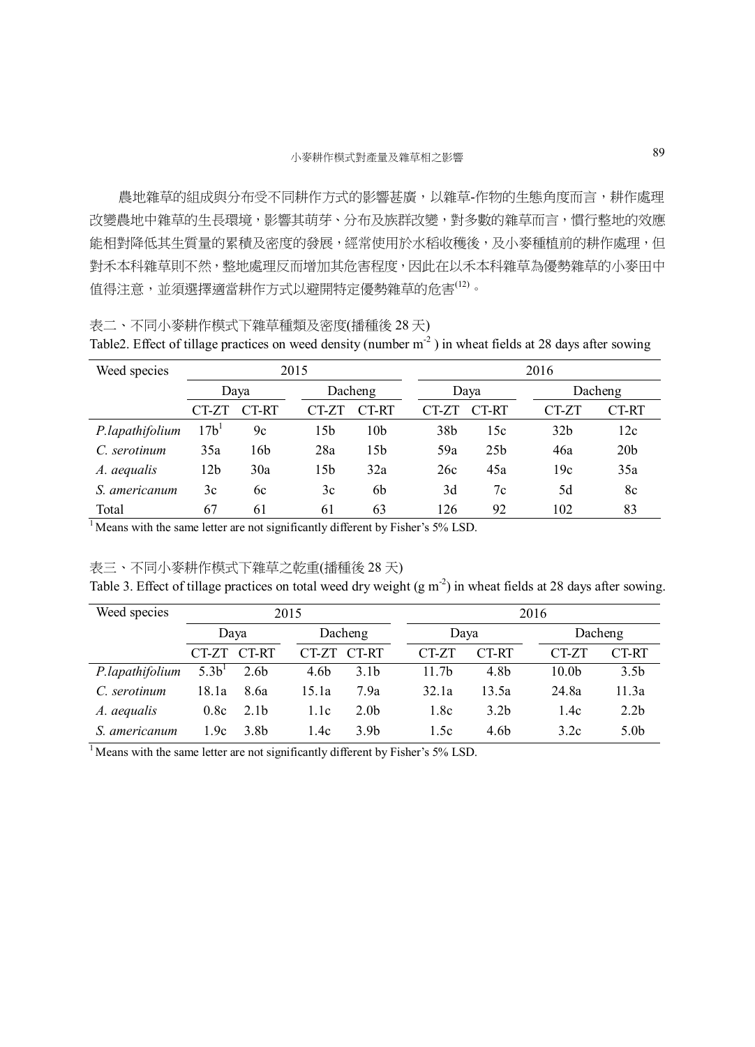農地雜草的組成與分布受不同耕作方式的影響甚廣，以雜草-作物的生態角度而言，耕作處理改變農地中雜草的生長環境，影響其萌芽、分布及族群改變，對多數的雜草而言，慣行整地的效應能相對降低其生質量的累積及密度的發展，經常使用於水稻收穫後，及小麥種植前的耕作處理，但對禾本科雜草則不然，整地處理反而增加其危害程度，因此在以禾本科雜草為優勢雜草的小麥田中值得注意，並須選擇適當耕作方式以避開特定優勢雜草的危害[12]。

表二、不同小麥耕作模式下雜草種類及密度(播種後 28 天)

Table2. Effect of tillage practices on weed density (number $m^{-2}$ ) in wheat fields at 28 days after sowing

| Weed species | 2015 | | | | 2016 | | | |
|---|---|---|---|---|---|---|---|---|
| | Daya | | Dacheng | | Daya | | Dacheng | |
| | CT-ZT | CT-RT | CT-ZT | CT-RT | CT-ZT | CT-RT | CT-ZT | CT-RT |
| *P.lapathifolium* | 17b[1] | 9c | 15b | 10b | 38b | 15c | 32b | 12c |
| *C. serotinum* | 35a | 16b | 28a | 15b | 59a | 25b | 46a | 20b |
| *A. aequalis* | 12b | 30a | 15b | 32a | 26c | 45a | 19c | 35a |
| *S. americanum* | 3c | 6c | 3c | 6b | 3d | 7c | 5d | 8c |
| Total | 67 | 61 | 61 | 63 | 126 | 92 | 102 | 83 |

[1] Means with the same letter are not significantly different by Fisher's 5% LSD.

表三、不同小麥耕作模式下雜草之乾重(播種後 28 天)

Table 3. Effect of tillage practices on total weed dry weight (g $m^{-2}$) in wheat fields at 28 days after sowing.

| Weed species | 2015 | | | | 2016 | | | |
|---|---|---|---|---|---|---|---|---|
| | Daya | | Dacheng | | Daya | | Dacheng | |
| | CT-ZT | CT-RT | CT-ZT | CT-RT | CT-ZT | CT-RT | CT-ZT | CT-RT |
| *P.lapathifolium* | 5.3b[1] | 2.6b | 4.6b | 3.1b | 11.7b | 4.8b | 10.0b | 3.5b |
| *C. serotinum* | 18.1a | 8.6a | 15.1a | 7.9a | 32.1a | 13.5a | 24.8a | 11.3a |
| *A. aequalis* | 0.8c | 2.1b | 1.1c | 2.0b | 1.8c | 3.2b | 1.4c | 2.2b |
| *S. americanum* | 1.9c | 3.8b | 1.4c | 3.9b | 1.5c | 4.6b | 3.2c | 5.0b |

[1] Means with the same letter are not significantly different by Fisher's 5% LSD.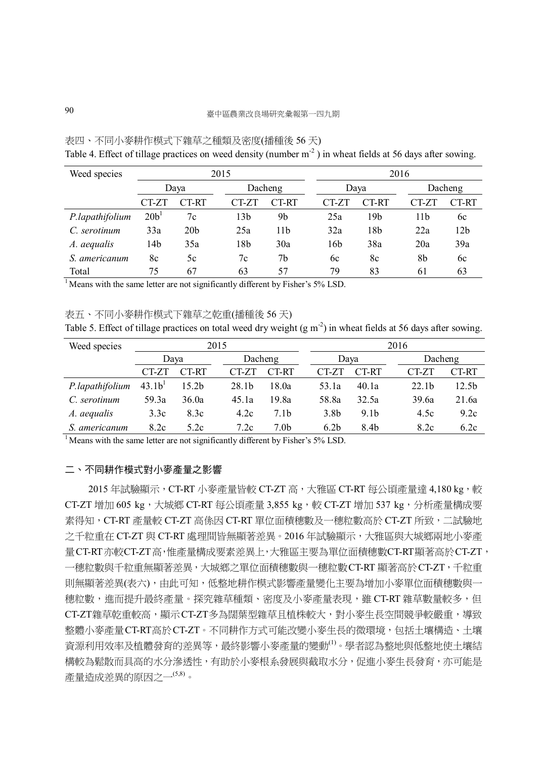表四、不同小麥耕作模式下雜草之種類及密度(播種後 56 天)

Table 4. Effect of tillage practices on weed density (number $m^{-2}$ ) in wheat fields at 56 days after sowing.

| Weed species | 2015 | | | | 2016 | | | |
|---|---|---|---|---|---|---|---|---|
| | Daya | | Dacheng | | Daya | | Dacheng | |
| | CT-ZT | CT-RT | CT-ZT | CT-RT | CT-ZT | CT-RT | CT-ZT | CT-RT |
| *P.lapathifolium* | 20b[1] | 7c | 13b | 9b | 25a | 19b | 11b | 6c |
| *C. serotinum* | 33a | 20b | 25a | 11b | 32a | 18b | 22a | 12b |
| *A. aequalis* | 14b | 35a | 18b | 30a | 16b | 38a | 20a | 39a |
| *S. americanum* | 8c | 5c | 7c | 7b | 6c | 8c | 8b | 6c |
| Total | 75 | 67 | 63 | 57 | 79 | 83 | 61 | 63 |

[1] Means with the same letter are not significantly different by Fisher's 5% LSD.

表五、不同小麥耕作模式下雜草之乾重(播種後 56 天)

Table 5. Effect of tillage practices on total weed dry weight (g $m^{-2}$) in wheat fields at 56 days after sowing.

| Weed species | 2015 | | | | 2016 | | | |
|---|---|---|---|---|---|---|---|---|
| | Daya | | Dacheng | | Daya | | Dacheng | |
| | CT-ZT | CT-RT | CT-ZT | CT-RT | CT-ZT | CT-RT | CT-ZT | CT-RT |
| *P.lapathifolium* | 43.1b[1] | 15.2b | 28.1b | 18.0a | 53.1a | 40.1a | 22.1b | 12.5b |
| *C. serotinum* | 59.3a | 36.0a | 45.1a | 19.8a | 58.8a | 32.5a | 39.6a | 21.6a |
| *A. aequalis* | 3.3c | 8.3c | 4.2c | 7.1b | 3.8b | 9.1b | 4.5c | 9.2c |
| *S. americanum* | 8.2c | 5.2c | 7.2c | 7.0b | 6.2b | 8.4b | 8.2c | 6.2c |

[1] Means with the same letter are not significantly different by Fisher's 5% LSD.

## 二、不同耕作模式對小麥產量之影響

2015 年試驗顯示，CT-RT 小麥產量皆較 CT-ZT 高，大雅區 CT-RT 每公頃產量達 4,180 kg，較 CT-ZT 增加 605 kg，大城鄉 CT-RT 每公頃產量 3,855 kg，較 CT-ZT 增加 537 kg，分析產量構成要素得知，CT-RT 產量較 CT-ZT 高係因 CT-RT 單位面積穗數及一穗粒數高於 CT-ZT 所致，二試驗地之千粒重在 CT-ZT 與 CT-RT 處理間皆無顯著差異。2016 年試驗顯示，大雅區與大城鄉兩地小麥產量CT-RT亦較CT-ZT高，惟產量構成要素差異上，大雅區主要為單位面積穗數CT-RT顯著高於CT-ZT，一穗粒數與千粒重無顯著差異，大城鄉之單位面積穗數與一穗粒數CT-RT 顯著高於CT-ZT，千粒重則無顯著差異(表六)，由此可知，低整地耕作模式影響產量變化主要為增加小麥單位面積穗數與一穗粒數，進而提升最終產量。探究雜草種類、密度及小麥產量表現，雖 CT-RT 雜草數量較多，但 CT-ZT雜草乾重較高，顯示CT-ZT多為闊葉型雜草且植株較大，對小麥生長空間競爭較嚴重，導致整體小麥產量CT-RT高於CT-ZT。不同耕作方式可能改變小麥生長的微環境，包括土壤構造、土壤資源利用效率及植體發育的差異等，最終影響小麥產量的變動[1]。學者認為整地與低整地使土壤結構較為鬆散而具高的水分滲透性，有助於小麥根系發展與截取水分，促進小麥生長發育，亦可能是產量造成差異的原因之一[5,8]。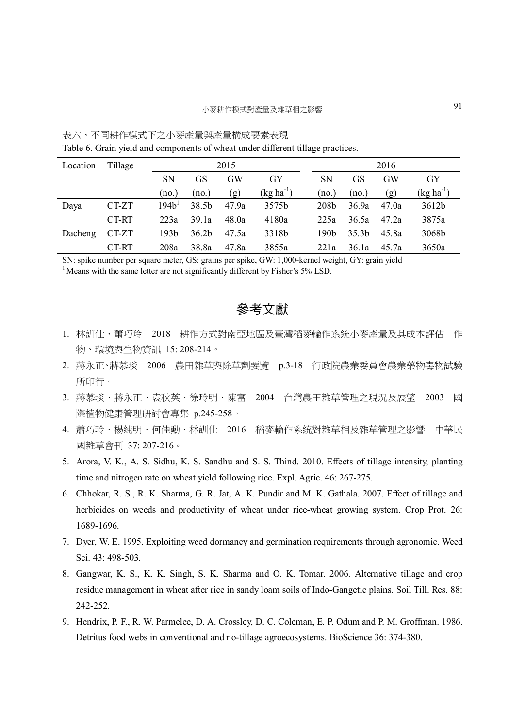表六、不同耕作模式下之小麥產量與產量構成要素表現

Table 6. Grain yield and components of wheat under different tillage practices.

| Location | Tillage | 2015 | | | | 2016 | | | |
|---|---|---|---|---|---|---|---|---|---|
| | | SN (no.) | GS (no.) | GW (g) | GY (kg $ha^{-1}$) | SN (no.) | GS (no.) | GW (g) | GY (kg $ha^{-1}$) |
| Daya | CT-ZT | 194b[1] | 38.5b | 47.9a | 3575b | 208b | 36.9a | 47.0a | 3612b |
| | CT-RT | 223a | 39.1a | 48.0a | 4180a | 225a | 36.5a | 47.2a | 3875a |
| Dacheng | CT-ZT | 193b | 36.2b | 47.5a | 3318b | 190b | 35.3b | 45.8a | 3068b |
| | CT-RT | 208a | 38.8a | 47.8a | 3855a | 221a | 36.1a | 45.7a | 3650a |

SN: spike number per square meter, GS: grains per spike, GW: 1,000-kernel weight, GY: grain yield

[1] Means with the same letter are not significantly different by Fisher's 5% LSD.

# 參考文獻

1. 林訓仕、蕭巧玲　2018　耕作方式對南亞地區及臺灣稻麥輪作系統小麥產量及其成本評估　作物、環境與生物資訊 15: 208-214。
2. 蔣永正、蔣慕琰　2006　農田雜草與除草劑要覽　p.3-18　行政院農業委員會農業藥物毒物試驗所印行。
3. 蔣慕琰、蔣永正、袁秋英、徐玲明、陳富　2004　台灣農田雜草管理之現況及展望　2003　國際植物健康管理研討會專集 p.245-258。
4. 蕭巧玲、楊純明、何佳勳、林訓仕　2016　稻麥輪作系統對雜草相及雜草管理之影響　中華民國雜草會刊 37: 207-216。
5. Arora, V. K., A. S. Sidhu, K. S. Sandhu and S. S. Thind. 2010. Effects of tillage intensity, planting time and nitrogen rate on wheat yield following rice. Expl. Agric. 46: 267-275.
6. Chhokar, R. S., R. K. Sharma, G. R. Jat, A. K. Pundir and M. K. Gathala. 2007. Effect of tillage and herbicides on weeds and productivity of wheat under rice-wheat growing system. Crop Prot. 26: 1689-1696.
7. Dyer, W. E. 1995. Exploiting weed dormancy and germination requirements through agronomic. Weed Sci. 43: 498-503.
8. Gangwar, K. S., K. K. Singh, S. K. Sharma and O. K. Tomar. 2006. Alternative tillage and crop residue management in wheat after rice in sandy loam soils of Indo-Gangetic plains. Soil Till. Res. 88: 242-252.
9. Hendrix, P. F., R. W. Parmelee, D. A. Crossley, D. C. Coleman, E. P. Odum and P. M. Groffman. 1986. Detritus food webs in conventional and no-tillage agroecosystems. BioScience 36: 374-380.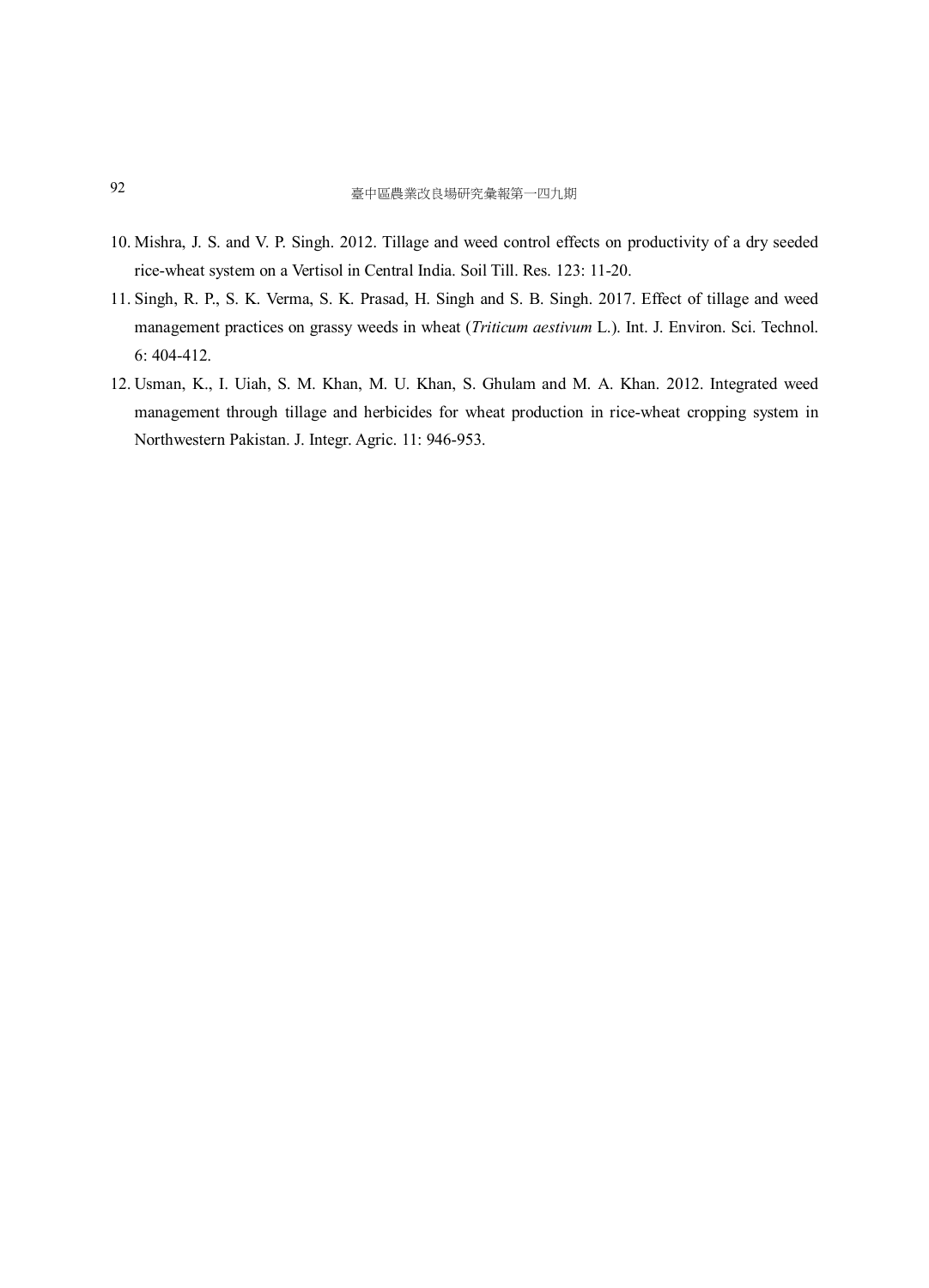10. Mishra, J. S. and V. P. Singh. 2012. Tillage and weed control effects on productivity of a dry seeded rice-wheat system on a Vertisol in Central India. Soil Till. Res. 123: 11-20.
11. Singh, R. P., S. K. Verma, S. K. Prasad, H. Singh and S. B. Singh. 2017. Effect of tillage and weed management practices on grassy weeds in wheat (*Triticum aestivum* L.). Int. J. Environ. Sci. Technol. 6: 404-412.
12. Usman, K., I. Uiah, S. M. Khan, M. U. Khan, S. Ghulam and M. A. Khan. 2012. Integrated weed management through tillage and herbicides for wheat production in rice-wheat cropping system in Northwestern Pakistan. J. Integr. Agric. 11: 946-953.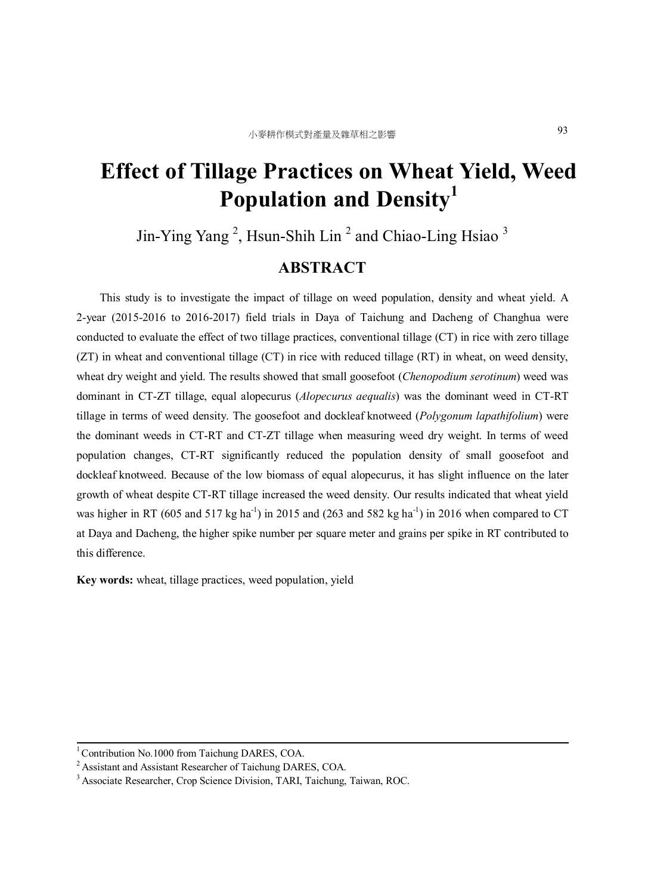# Effect of Tillage Practices on Wheat Yield, Weed Population and Density[1]

Jin-Ying Yang [2], Hsun-Shih Lin [2] and Chiao-Ling Hsiao [3]

## ABSTRACT

This study is to investigate the impact of tillage on weed population, density and wheat yield. A 2-year (2015-2016 to 2016-2017) field trials in Daya of Taichung and Dacheng of Changhua were conducted to evaluate the effect of two tillage practices, conventional tillage (CT) in rice with zero tillage (ZT) in wheat and conventional tillage (CT) in rice with reduced tillage (RT) in wheat, on weed density, wheat dry weight and yield. The results showed that small goosefoot (*Chenopodium serotinum*) weed was dominant in CT-ZT tillage, equal alopecurus (*Alopecurus aequalis*) was the dominant weed in CT-RT tillage in terms of weed density. The goosefoot and dockleaf knotweed (*Polygonum lapathifolium*) were the dominant weeds in CT-RT and CT-ZT tillage when measuring weed dry weight. In terms of weed population changes, CT-RT significantly reduced the population density of small goosefoot and dockleaf knotweed. Because of the low biomass of equal alopecurus, it has slight influence on the later growth of wheat despite CT-RT tillage increased the weed density. Our results indicated that wheat yield was higher in RT (605 and 517 kg ha$^{-1}$) in 2015 and (263 and 582 kg ha$^{-1}$) in 2016 when compared to CT at Daya and Dacheng, the higher spike number per square meter and grains per spike in RT contributed to this difference.

**Key words:** wheat, tillage practices, weed population, yield

---

[1] Contribution No.1000 from Taichung DARES, COA.

[2] Assistant and Assistant Researcher of Taichung DARES, COA.

[3] Associate Researcher, Crop Science Division, TARI, Taichung, Taiwan, ROC.